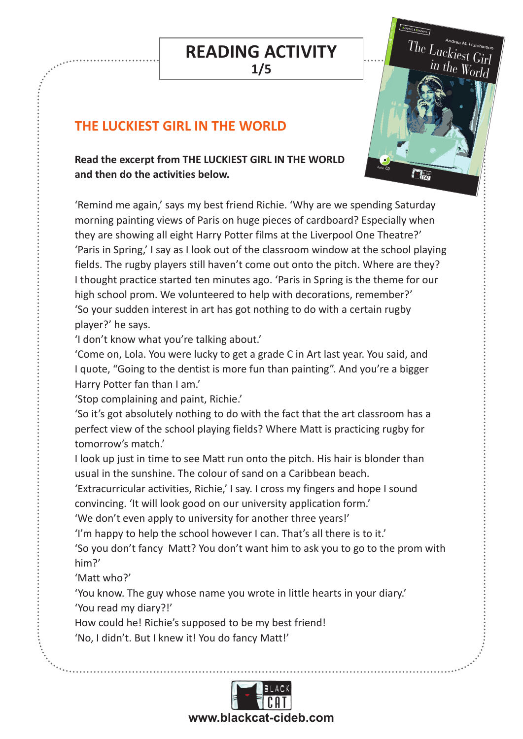# READING ACTIVITY
**1/5**

## THE LUCKIEST GIRL IN THE WORLD

**Read the excerpt from THE LUCKIEST GIRL IN THE WORLD and then do the activities below.**

'Remind me again,' says my best friend Richie. 'Why are we spending Saturday morning painting views of Paris on huge pieces of cardboard? Especially when they are showing all eight Harry Potter films at the Liverpool One Theatre?'

'Paris in Spring,' I say as I look out of the classroom window at the school playing fields. The rugby players still haven't come out onto the pitch. Where are they? I thought practice started ten minutes ago. 'Paris in Spring is the theme for our high school prom. We volunteered to help with decorations, remember?'

'So your sudden interest in art has got nothing to do with a certain rugby player?' he says.

'I don't know what you're talking about.'

'Come on, Lola. You were lucky to get a grade C in Art last year. You said, and I quote, "Going to the dentist is more fun than painting". And you're a bigger Harry Potter fan than I am.'

'Stop complaining and paint, Richie.'

'So it's got absolutely nothing to do with the fact that the art classroom has a perfect view of the school playing fields? Where Matt is practicing rugby for tomorrow's match.'

I look up just in time to see Matt run onto the pitch. His hair is blonder than usual in the sunshine. The colour of sand on a Caribbean beach.

'Extracurricular activities, Richie,' I say. I cross my fingers and hope I sound convincing. 'It will look good on our university application form.'

'We don't even apply to university for another three years!'

'I'm happy to help the school however I can. That's all there is to it.'

'So you don't fancy Matt? You don't want him to ask you to go to the prom with him?'

'Matt who?'

'You know. The guy whose name you wrote in little hearts in your diary.'

'You read my diary?!'

How could he! Richie's supposed to be my best friend!

'No, I didn't. But I knew it! You do fancy Matt!'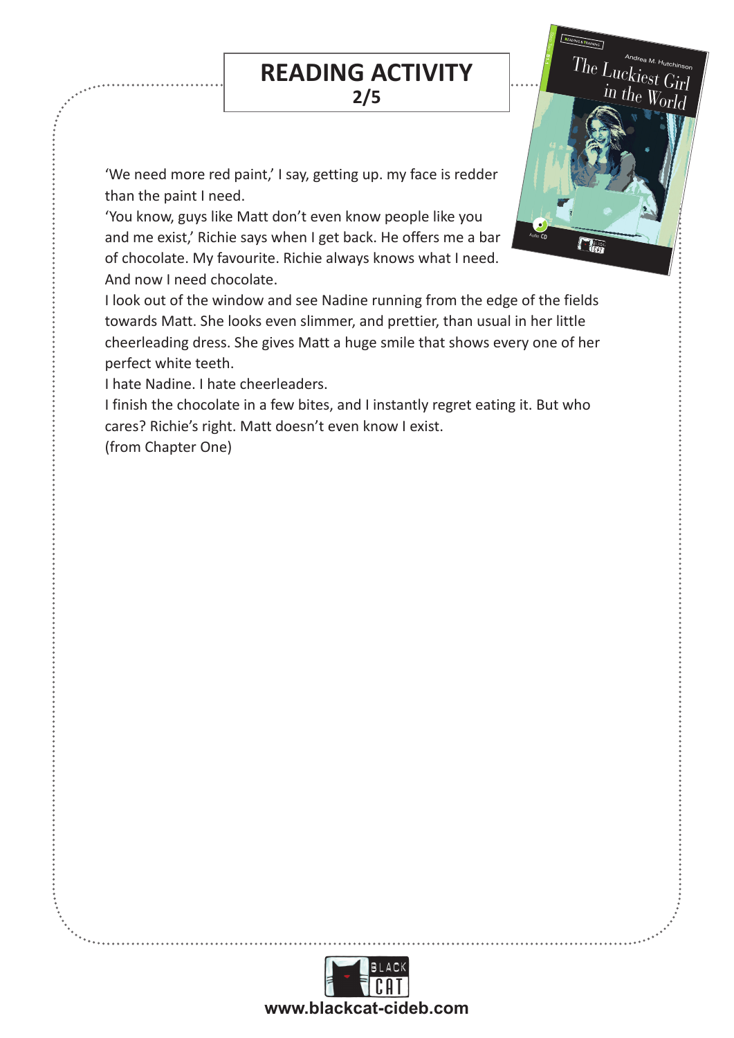# READING ACTIVITY

**2/5**

'We need more red paint,' I say, getting up. my face is redder than the paint I need.

'You know, guys like Matt don't even know people like you and me exist,' Richie says when I get back. He offers me a bar of chocolate. My favourite. Richie always knows what I need. And now I need chocolate.

I look out of the window and see Nadine running from the edge of the fields towards Matt. She looks even slimmer, and prettier, than usual in her little cheerleading dress. She gives Matt a huge smile that shows every one of her perfect white teeth.

I hate Nadine. I hate cheerleaders.

I finish the chocolate in a few bites, and I instantly regret eating it. But who cares? Richie's right. Matt doesn't even know I exist.

(from Chapter One)

www.blackcat-cideb.com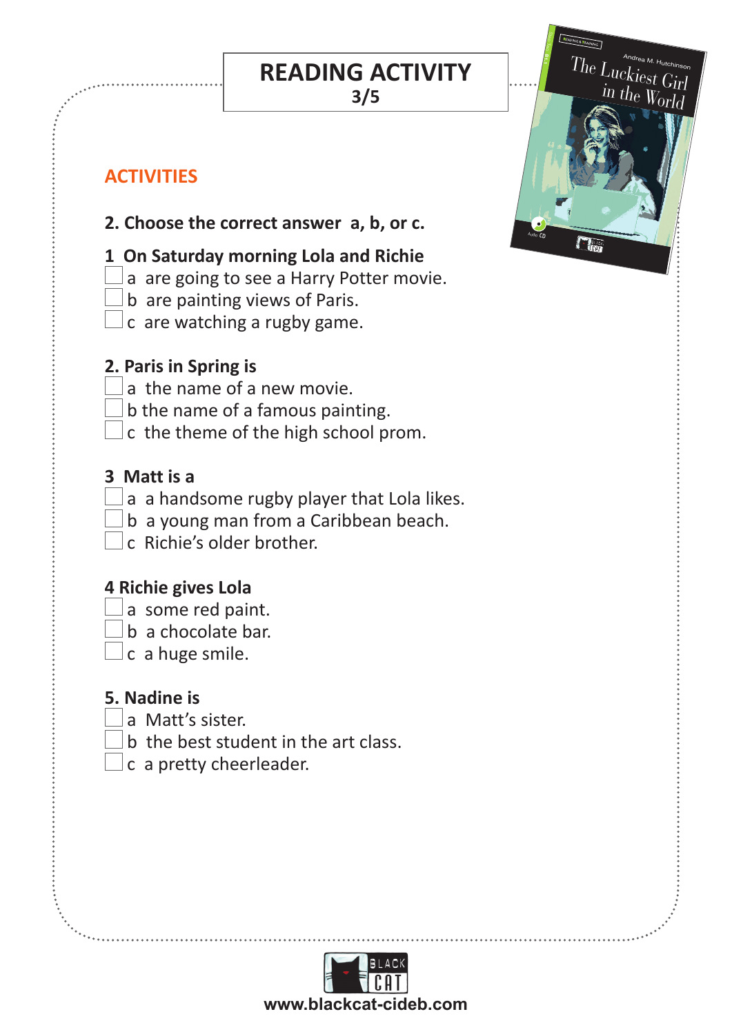# READING ACTIVITY
**3/5**

## ACTIVITIES

**2. Choose the correct answer a, b, or c.**

**1 On Saturday morning Lola and Richie**

- [ ] a are going to see a Harry Potter movie.
- [ ] b are painting views of Paris.
- [ ] c are watching a rugby game.

**2. Paris in Spring is**

- [ ] a the name of a new movie.
- [ ] b the name of a famous painting.
- [ ] c the theme of the high school prom.

**3 Matt is a**

- [ ] a a handsome rugby player that Lola likes.
- [ ] b a young man from a Caribbean beach.
- [ ] c Richie's older brother.

**4 Richie gives Lola**

- [ ] a some red paint.
- [ ] b a chocolate bar.
- [ ] c a huge smile.

**5. Nadine is**

- [ ] a Matt's sister.
- [ ] b the best student in the art class.
- [ ] c a pretty cheerleader.

www.blackcat-cideb.com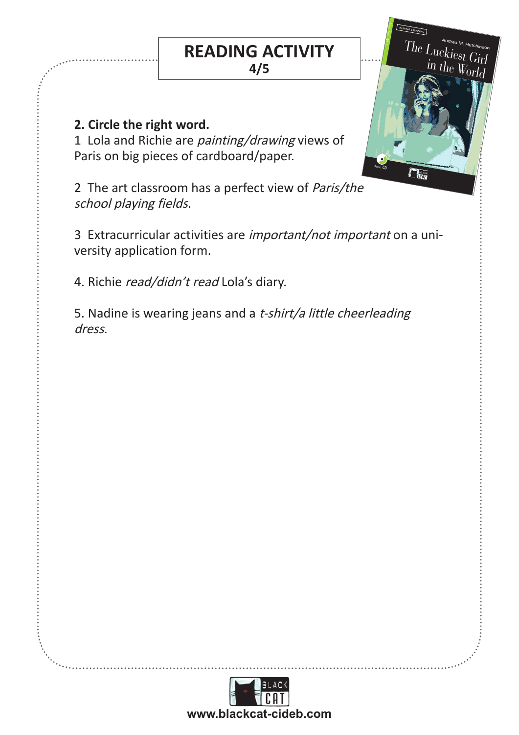# READING ACTIVITY
**4/5**

**2. Circle the right word.**

1 Lola and Richie are *painting/drawing* views of Paris on big pieces of cardboard/paper.

2 The art classroom has a perfect view of *Paris/the school playing fields*.

3 Extracurricular activities are *important/not important* on a university application form.

4. Richie *read/didn't read* Lola's diary.

5. Nadine is wearing jeans and a *t-shirt/a little cheerleading dress*.

www.blackcat-cideb.com